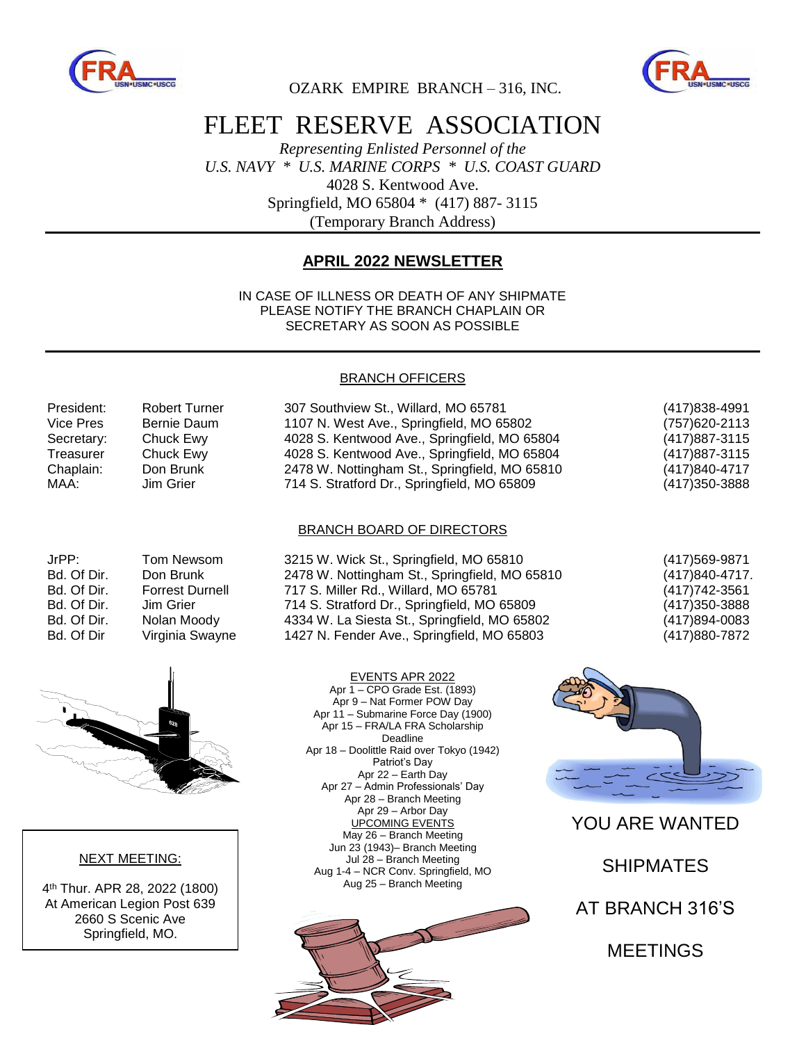OZARK EMPIRE BRANCH – 316, INC.

# FLEET RESERVE ASSOCIATION

*Representing Enlisted Personnel of the*
*U.S. NAVY * U.S. MARINE CORPS * U.S. COAST GUARD*
4028 S. Kentwood Ave.
Springfield, MO 65804 * (417) 887- 3115
(Temporary Branch Address)

## APRIL 2022 NEWSLETTER

IN CASE OF ILLNESS OR DEATH OF ANY SHIPMATE
PLEASE NOTIFY THE BRANCH CHAPLAIN OR
SECRETARY AS SOON AS POSSIBLE

### BRANCH OFFICERS

| | | | |
|---|---|---|---|
| President: | Robert Turner | 307 Southview St., Willard, MO 65781 | (417)838-4991 |
| Vice Pres | Bernie Daum | 1107 N. West Ave., Springfield, MO 65802 | (757)620-2113 |
| Secretary: | Chuck Ewy | 4028 S. Kentwood Ave., Springfield, MO 65804 | (417)887-3115 |
| Treasurer | Chuck Ewy | 4028 S. Kentwood Ave., Springfield, MO 65804 | (417)887-3115 |
| Chaplain: | Don Brunk | 2478 W. Nottingham St., Springfield, MO 65810 | (417)840-4717 |
| MAA: | Jim Grier | 714 S. Stratford Dr., Springfield, MO 65809 | (417)350-3888 |

### BRANCH BOARD OF DIRECTORS

| | | | |
|---|---|---|---|
| JrPP: | Tom Newsom | 3215 W. Wick St., Springfield, MO 65810 | (417)569-9871 |
| Bd. Of Dir. | Don Brunk | 2478 W. Nottingham St., Springfield, MO 65810 | (417)840-4717. |
| Bd. Of Dir. | Forrest Durnell | 717 S. Miller Rd., Willard, MO 65781 | (417)742-3561 |
| Bd. Of Dir. | Jim Grier | 714 S. Stratford Dr., Springfield, MO 65809 | (417)350-3888 |
| Bd. Of Dir. | Nolan Moody | 4334 W. La Siesta St., Springfield, MO 65802 | (417)894-0083 |
| Bd. Of Dir | Virginia Swayne | 1427 N. Fender Ave., Springfield, MO 65803 | (417)880-7872 |

### NEXT MEETING:

4th Thur. APR 28, 2022 (1800)
At American Legion Post 639
2660 S Scenic Ave
Springfield, MO.

### EVENTS APR 2022

Apr 1 – CPO Grade Est. (1893)
Apr 9 – Nat Former POW Day
Apr 11 – Submarine Force Day (1900)
Apr 15 – FRA/LA FRA Scholarship Deadline
Apr 18 – Doolittle Raid over Tokyo (1942)
Patriot's Day
Apr 22 – Earth Day
Apr 27 – Admin Professionals' Day
Apr 28 – Branch Meeting
Apr 29 – Arbor Day

### UPCOMING EVENTS

May 26 – Branch Meeting
Jun 23 (1943)– Branch Meeting
Jul 28 – Branch Meeting
Aug 1-4 – NCR Conv. Springfield, MO
Aug 25 – Branch Meeting

YOU ARE WANTED

SHIPMATES

AT BRANCH 316'S

MEETINGS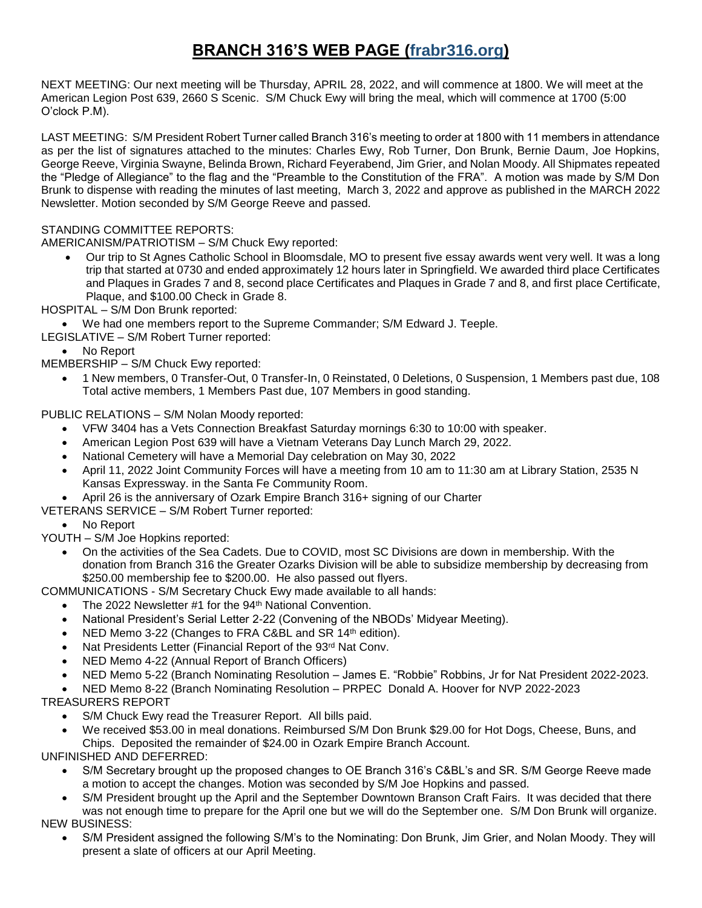# BRANCH 316'S WEB PAGE (frabr316.org)

NEXT MEETING: Our next meeting will be Thursday, APRIL 28, 2022, and will commence at 1800. We will meet at the American Legion Post 639, 2660 S Scenic. S/M Chuck Ewy will bring the meal, which will commence at 1700 (5:00 O'clock P.M).

LAST MEETING: S/M President Robert Turner called Branch 316's meeting to order at 1800 with 11 members in attendance as per the list of signatures attached to the minutes: Charles Ewy, Rob Turner, Don Brunk, Bernie Daum, Joe Hopkins, George Reeve, Virginia Swayne, Belinda Brown, Richard Feyerabend, Jim Grier, and Nolan Moody. All Shipmates repeated the "Pledge of Allegiance" to the flag and the "Preamble to the Constitution of the FRA". A motion was made by S/M Don Brunk to dispense with reading the minutes of last meeting, March 3, 2022 and approve as published in the MARCH 2022 Newsletter. Motion seconded by S/M George Reeve and passed.

STANDING COMMITTEE REPORTS:

AMERICANISM/PATRIOTISM – S/M Chuck Ewy reported:

- Our trip to St Agnes Catholic School in Bloomsdale, MO to present five essay awards went very well. It was a long trip that started at 0730 and ended approximately 12 hours later in Springfield. We awarded third place Certificates and Plaques in Grades 7 and 8, second place Certificates and Plaques in Grade 7 and 8, and first place Certificate, Plaque, and $100.00 Check in Grade 8.

HOSPITAL – S/M Don Brunk reported:

- We had one members report to the Supreme Commander; S/M Edward J. Teeple.

LEGISLATIVE – S/M Robert Turner reported:

- No Report

MEMBERSHIP – S/M Chuck Ewy reported:

- 1 New members, 0 Transfer-Out, 0 Transfer-In, 0 Reinstated, 0 Deletions, 0 Suspension, 1 Members past due, 108 Total active members, 1 Members Past due, 107 Members in good standing.

PUBLIC RELATIONS – S/M Nolan Moody reported:

- VFW 3404 has a Vets Connection Breakfast Saturday mornings 6:30 to 10:00 with speaker.
- American Legion Post 639 will have a Vietnam Veterans Day Lunch March 29, 2022.
- National Cemetery will have a Memorial Day celebration on May 30, 2022
- April 11, 2022 Joint Community Forces will have a meeting from 10 am to 11:30 am at Library Station, 2535 N Kansas Expressway. in the Santa Fe Community Room.
- April 26 is the anniversary of Ozark Empire Branch 316+ signing of our Charter

VETERANS SERVICE – S/M Robert Turner reported:

- No Report

YOUTH – S/M Joe Hopkins reported:

- On the activities of the Sea Cadets. Due to COVID, most SC Divisions are down in membership. With the donation from Branch 316 the Greater Ozarks Division will be able to subsidize membership by decreasing from $250.00 membership fee to $200.00. He also passed out flyers.

COMMUNICATIONS - S/M Secretary Chuck Ewy made available to all hands:

- The 2022 Newsletter #1 for the 94th National Convention.
- National President's Serial Letter 2-22 (Convening of the NBODs' Midyear Meeting).
- NED Memo 3-22 (Changes to FRA C&BL and SR 14th edition).
- Nat Presidents Letter (Financial Report of the 93rd Nat Conv.
- NED Memo 4-22 (Annual Report of Branch Officers)
- NED Memo 5-22 (Branch Nominating Resolution – James E. "Robbie" Robbins, Jr for Nat President 2022-2023.
- NED Memo 8-22 (Branch Nominating Resolution – PRPEC Donald A. Hoover for NVP 2022-2023

TREASURERS REPORT

- S/M Chuck Ewy read the Treasurer Report. All bills paid.
- We received $53.00 in meal donations. Reimbursed S/M Don Brunk $29.00 for Hot Dogs, Cheese, Buns, and Chips. Deposited the remainder of $24.00 in Ozark Empire Branch Account.

UNFINISHED AND DEFERRED:

- S/M Secretary brought up the proposed changes to OE Branch 316's C&BL's and SR. S/M George Reeve made a motion to accept the changes. Motion was seconded by S/M Joe Hopkins and passed.
- S/M President brought up the April and the September Downtown Branson Craft Fairs. It was decided that there was not enough time to prepare for the April one but we will do the September one. S/M Don Brunk will organize.

NEW BUSINESS:

- S/M President assigned the following S/M's to the Nominating: Don Brunk, Jim Grier, and Nolan Moody. They will present a slate of officers at our April Meeting.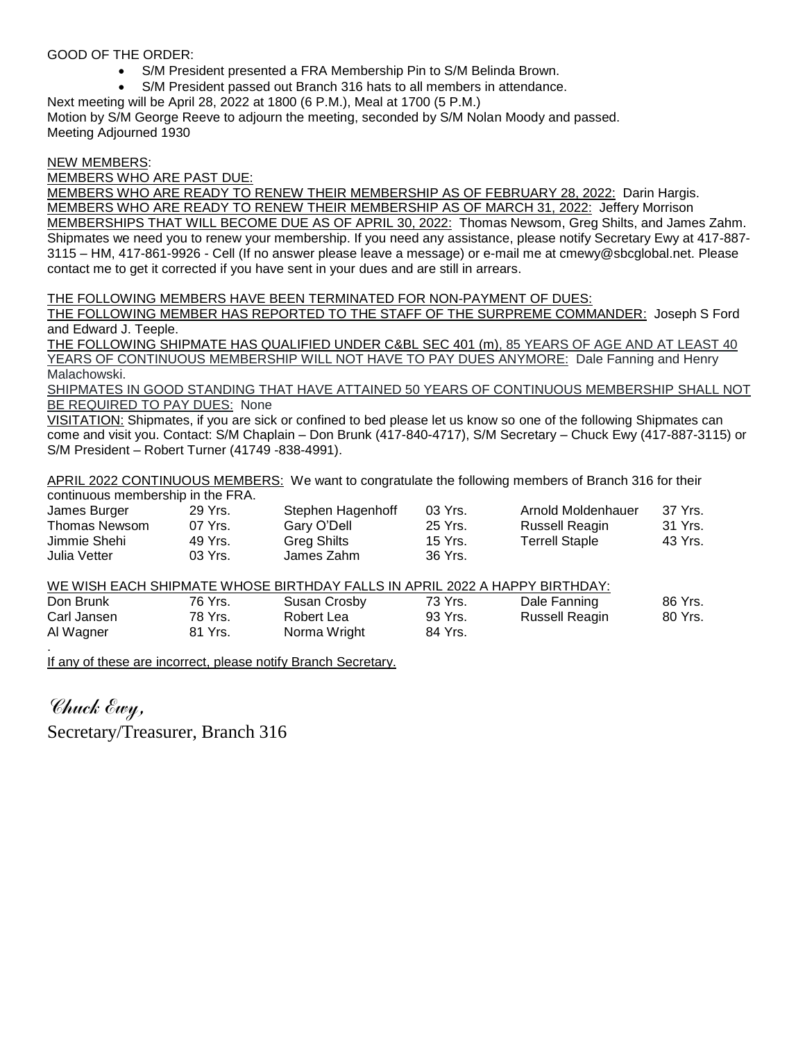GOOD OF THE ORDER:

- S/M President presented a FRA Membership Pin to S/M Belinda Brown.
- S/M President passed out Branch 316 hats to all members in attendance.

Next meeting will be April 28, 2022 at 1800 (6 P.M.), Meal at 1700 (5 P.M.)
Motion by S/M George Reeve to adjourn the meeting, seconded by S/M Nolan Moody and passed.
Meeting Adjourned 1930

NEW MEMBERS:
MEMBERS WHO ARE PAST DUE:
MEMBERS WHO ARE READY TO RENEW THEIR MEMBERSHIP AS OF FEBRUARY 28, 2022: Darin Hargis.
MEMBERS WHO ARE READY TO RENEW THEIR MEMBERSHIP AS OF MARCH 31, 2022: Jeffery Morrison
MEMBERSHIPS THAT WILL BECOME DUE AS OF APRIL 30, 2022: Thomas Newsom, Greg Shilts, and James Zahm.
Shipmates we need you to renew your membership. If you need any assistance, please notify Secretary Ewy at 417-887-3115 – HM, 417-861-9926 - Cell (If no answer please leave a message) or e-mail me at cmewy@sbcglobal.net. Please contact me to get it corrected if you have sent in your dues and are still in arrears.

THE FOLLOWING MEMBERS HAVE BEEN TERMINATED FOR NON-PAYMENT OF DUES:
THE FOLLOWING MEMBER HAS REPORTED TO THE STAFF OF THE SURPREME COMMANDER: Joseph S Ford and Edward J. Teeple.
THE FOLLOWING SHIPMATE HAS QUALIFIED UNDER C&BL SEC 401 (m), 85 YEARS OF AGE AND AT LEAST 40 YEARS OF CONTINUOUS MEMBERSHIP WILL NOT HAVE TO PAY DUES ANYMORE: Dale Fanning and Henry Malachowski.
SHIPMATES IN GOOD STANDING THAT HAVE ATTAINED 50 YEARS OF CONTINUOUS MEMBERSHIP SHALL NOT BE REQUIRED TO PAY DUES: None
VISITATION: Shipmates, if you are sick or confined to bed please let us know so one of the following Shipmates can come and visit you. Contact: S/M Chaplain – Don Brunk (417-840-4717), S/M Secretary – Chuck Ewy (417-887-3115) or S/M President – Robert Turner (41749 -838-4991).

APRIL 2022 CONTINUOUS MEMBERS: We want to congratulate the following members of Branch 316 for their continuous membership in the FRA.

| | | | | | |
|---|---|---|---|---|---|
| James Burger | 29 Yrs. | Stephen Hagenhoff | 03 Yrs. | Arnold Moldenhauer | 37 Yrs. |
| Thomas Newsom | 07 Yrs. | Gary O'Dell | 25 Yrs. | Russell Reagin | 31 Yrs. |
| Jimmie Shehi | 49 Yrs. | Greg Shilts | 15 Yrs. | Terrell Staple | 43 Yrs. |
| Julia Vetter | 03 Yrs. | James Zahm | 36 Yrs. | | |

WE WISH EACH SHIPMATE WHOSE BIRTHDAY FALLS IN APRIL 2022 A HAPPY BIRTHDAY:

| | | | | | |
|---|---|---|---|---|---|
| Don Brunk | 76 Yrs. | Susan Crosby | 73 Yrs. | Dale Fanning | 86 Yrs. |
| Carl Jansen | 78 Yrs. | Robert Lea | 93 Yrs. | Russell Reagin | 80 Yrs. |
| Al Wagner | 81 Yrs. | Norma Wright | 84 Yrs. | | |

.
If any of these are incorrect, please notify Branch Secretary.

*Chuck Ewy,*
Secretary/Treasurer, Branch 316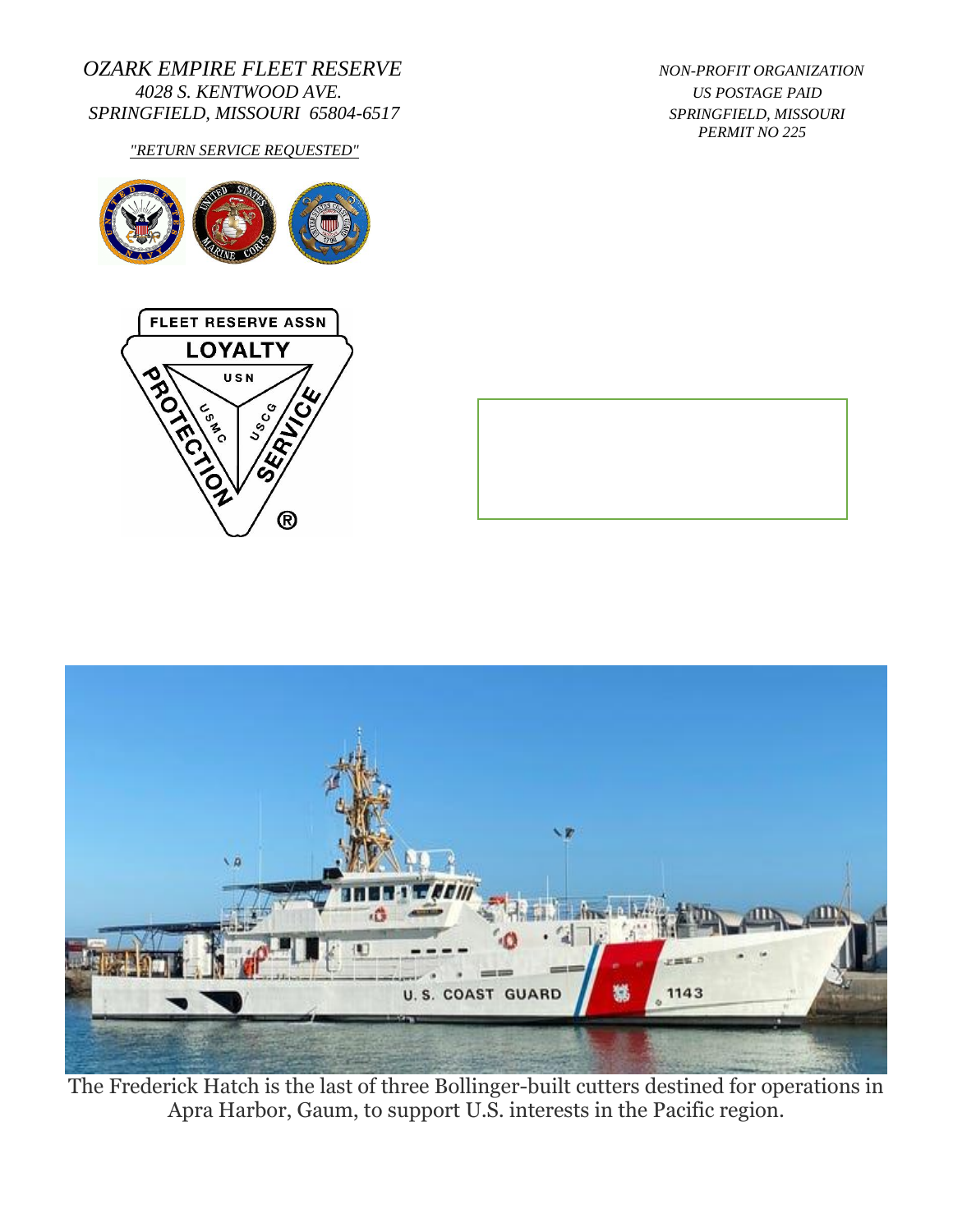*OZARK EMPIRE FLEET RESERVE*
*4028 S. KENTWOOD AVE.*
*SPRINGFIELD, MISSOURI 65804-6517*

*"RETURN SERVICE REQUESTED"*

*NON-PROFIT ORGANIZATION*
*US POSTAGE PAID*
*SPRINGFIELD, MISSOURI*
*PERMIT NO 225*

The Frederick Hatch is the last of three Bollinger-built cutters destined for operations in Apra Harbor, Gaum, to support U.S. interests in the Pacific region.